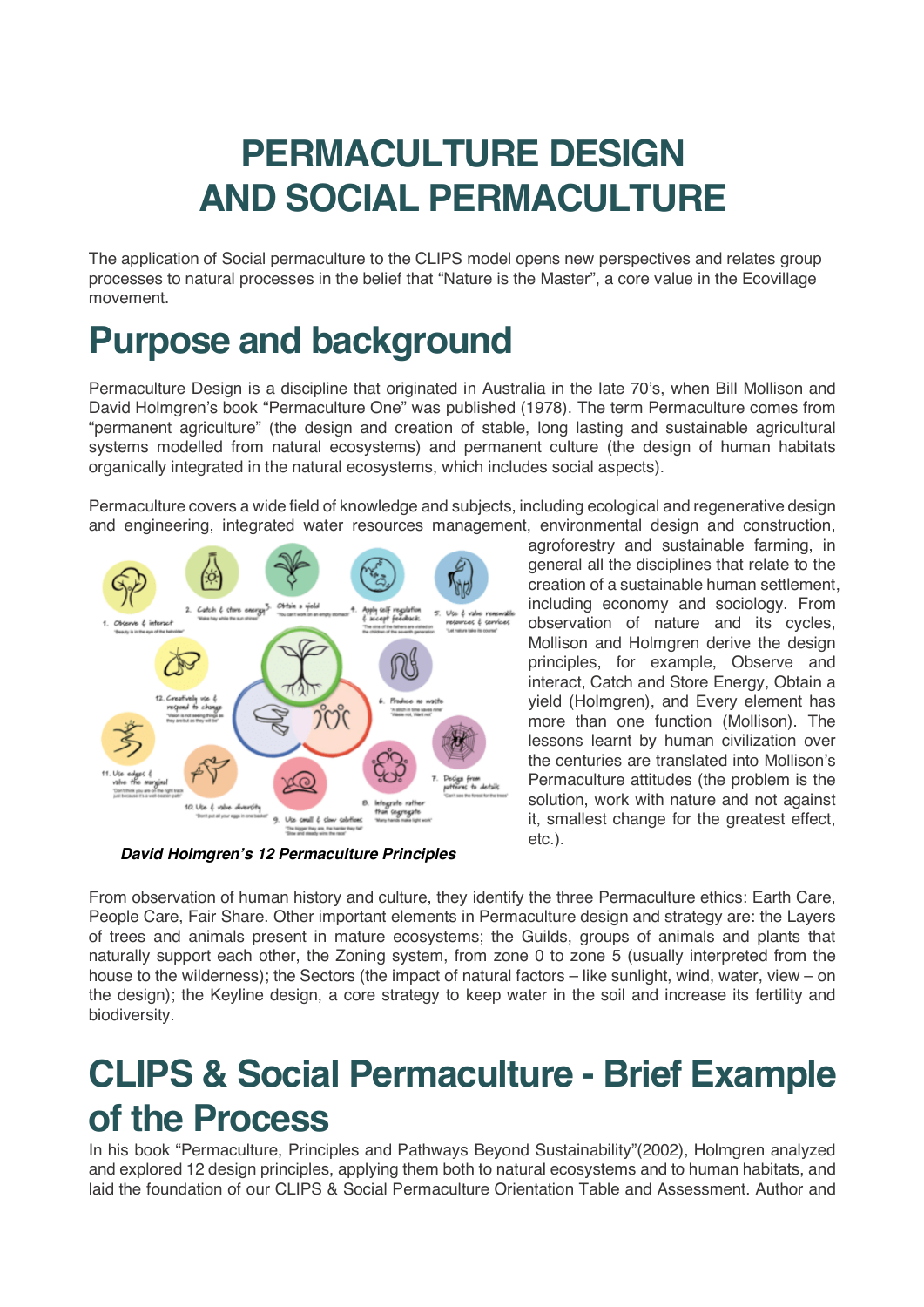# PERMACULTURE DESIGN AND SOCIAL PERMACULTURE

The application of Social permaculture to the CLIPS model opens new perspectives and relates group processes to natural processes in the belief that "Nature is the Master", a core value in the Ecovillage movement.

## Purpose and background

Permaculture Design is a discipline that originated in Australia in the late 70's, when Bill Mollison and David Holmgren's book "Permaculture One" was published (1978). The term Permaculture comes from "permanent agriculture" (the design and creation of stable, long lasting and sustainable agricultural systems modelled from natural ecosystems) and permanent culture (the design of human habitats organically integrated in the natural ecosystems, which includes social aspects).

Permaculture covers a wide field of knowledge and subjects, including ecological and regenerative design and engineering, integrated water resources management, environmental design and construction, agroforestry and sustainable farming, in general all the disciplines that relate to the creation of a sustainable human settlement, including economy and sociology. From observation of nature and its cycles, Mollison and Holmgren derive the design principles, for example, Observe and interact, Catch and Store Energy, Obtain a yield (Holmgren), and Every element has more than one function (Mollison). The lessons learnt by human civilization over the centuries are translated into Mollison's Permaculture attitudes (the problem is the solution, work with nature and not against it, smallest change for the greatest effect, etc.).

***David Holmgren's 12 Permaculture Principles***

From observation of human history and culture, they identify the three Permaculture ethics: Earth Care, People Care, Fair Share. Other important elements in Permaculture design and strategy are: the Layers of trees and animals present in mature ecosystems; the Guilds, groups of animals and plants that naturally support each other, the Zoning system, from zone 0 to zone 5 (usually interpreted from the house to the wilderness); the Sectors (the impact of natural factors – like sunlight, wind, water, view – on the design); the Keyline design, a core strategy to keep water in the soil and increase its fertility and biodiversity.

## CLIPS & Social Permaculture - Brief Example of the Process

In his book "Permaculture, Principles and Pathways Beyond Sustainability"(2002), Holmgren analyzed and explored 12 design principles, applying them both to natural ecosystems and to human habitats, and laid the foundation of our CLIPS & Social Permaculture Orientation Table and Assessment. Author and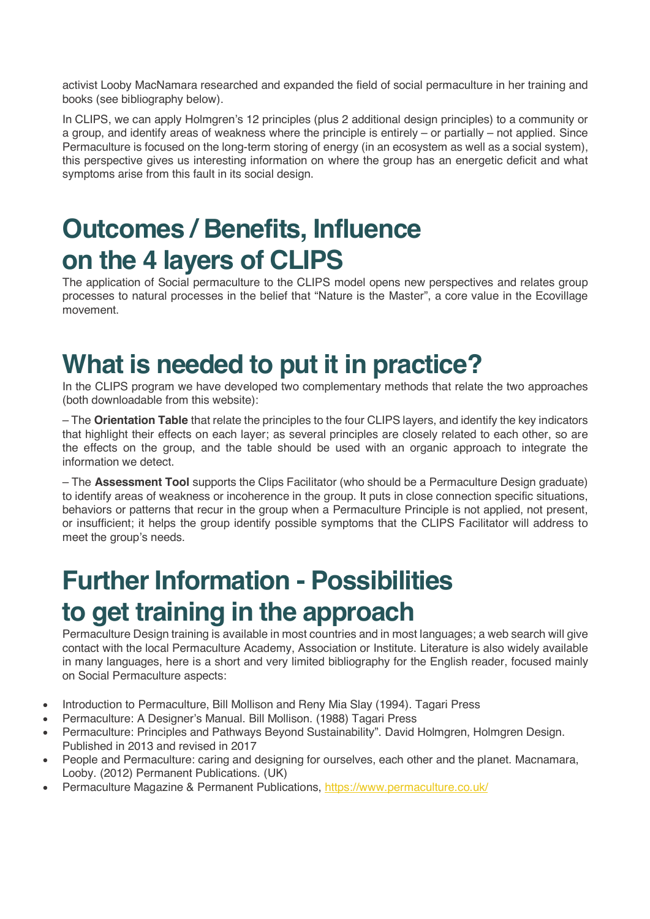activist Looby MacNamara researched and expanded the field of social permaculture in her training and books (see bibliography below).

In CLIPS, we can apply Holmgren's 12 principles (plus 2 additional design principles) to a community or a group, and identify areas of weakness where the principle is entirely – or partially – not applied. Since Permaculture is focused on the long-term storing of energy (in an ecosystem as well as a social system), this perspective gives us interesting information on where the group has an energetic deficit and what symptoms arise from this fault in its social design.

# Outcomes / Benefits, Influence on the 4 layers of CLIPS

The application of Social permaculture to the CLIPS model opens new perspectives and relates group processes to natural processes in the belief that "Nature is the Master", a core value in the Ecovillage movement.

# What is needed to put it in practice?

In the CLIPS program we have developed two complementary methods that relate the two approaches (both downloadable from this website):

– The **Orientation Table** that relate the principles to the four CLIPS layers, and identify the key indicators that highlight their effects on each layer; as several principles are closely related to each other, so are the effects on the group, and the table should be used with an organic approach to integrate the information we detect.

– The **Assessment Tool** supports the Clips Facilitator (who should be a Permaculture Design graduate) to identify areas of weakness or incoherence in the group. It puts in close connection specific situations, behaviors or patterns that recur in the group when a Permaculture Principle is not applied, not present, or insufficient; it helps the group identify possible symptoms that the CLIPS Facilitator will address to meet the group's needs.

# Further Information - Possibilities to get training in the approach

Permaculture Design training is available in most countries and in most languages; a web search will give contact with the local Permaculture Academy, Association or Institute. Literature is also widely available in many languages, here is a short and very limited bibliography for the English reader, focused mainly on Social Permaculture aspects:

- Introduction to Permaculture, Bill Mollison and Reny Mia Slay (1994). Tagari Press
- Permaculture: A Designer's Manual. Bill Mollison. (1988) Tagari Press
- Permaculture: Principles and Pathways Beyond Sustainability". David Holmgren, Holmgren Design. Published in 2013 and revised in 2017
- People and Permaculture: caring and designing for ourselves, each other and the planet. Macnamara, Looby. (2012) Permanent Publications. (UK)
- Permaculture Magazine & Permanent Publications, https://www.permaculture.co.uk/